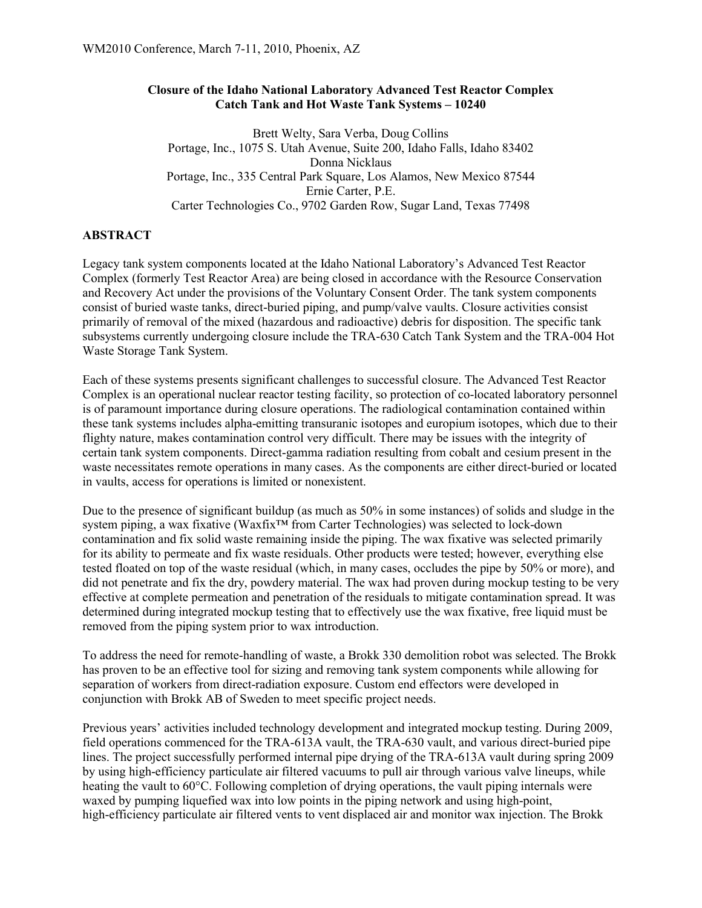# Closure of the Idaho National Laboratory Advanced Test Reactor Complex Catch Tank and Hot Waste Tank Systems – 10240

Brett Welty, Sara Verba, Doug Collins
Portage, Inc., 1075 S. Utah Avenue, Suite 200, Idaho Falls, Idaho 83402
Donna Nicklaus
Portage, Inc., 335 Central Park Square, Los Alamos, New Mexico 87544
Ernie Carter, P.E.
Carter Technologies Co., 9702 Garden Row, Sugar Land, Texas 77498

## ABSTRACT

Legacy tank system components located at the Idaho National Laboratory's Advanced Test Reactor Complex (formerly Test Reactor Area) are being closed in accordance with the Resource Conservation and Recovery Act under the provisions of the Voluntary Consent Order. The tank system components consist of buried waste tanks, direct-buried piping, and pump/valve vaults. Closure activities consist primarily of removal of the mixed (hazardous and radioactive) debris for disposition. The specific tank subsystems currently undergoing closure include the TRA-630 Catch Tank System and the TRA-004 Hot Waste Storage Tank System.

Each of these systems presents significant challenges to successful closure. The Advanced Test Reactor Complex is an operational nuclear reactor testing facility, so protection of co-located laboratory personnel is of paramount importance during closure operations. The radiological contamination contained within these tank systems includes alpha-emitting transuranic isotopes and europium isotopes, which due to their flighty nature, makes contamination control very difficult. There may be issues with the integrity of certain tank system components. Direct-gamma radiation resulting from cobalt and cesium present in the waste necessitates remote operations in many cases. As the components are either direct-buried or located in vaults, access for operations is limited or nonexistent.

Due to the presence of significant buildup (as much as 50% in some instances) of solids and sludge in the system piping, a wax fixative (Waxfix™ from Carter Technologies) was selected to lock-down contamination and fix solid waste remaining inside the piping. The wax fixative was selected primarily for its ability to permeate and fix waste residuals. Other products were tested; however, everything else tested floated on top of the waste residual (which, in many cases, occludes the pipe by 50% or more), and did not penetrate and fix the dry, powdery material. The wax had proven during mockup testing to be very effective at complete permeation and penetration of the residuals to mitigate contamination spread. It was determined during integrated mockup testing that to effectively use the wax fixative, free liquid must be removed from the piping system prior to wax introduction.

To address the need for remote-handling of waste, a Brokk 330 demolition robot was selected. The Brokk has proven to be an effective tool for sizing and removing tank system components while allowing for separation of workers from direct-radiation exposure. Custom end effectors were developed in conjunction with Brokk AB of Sweden to meet specific project needs.

Previous years' activities included technology development and integrated mockup testing. During 2009, field operations commenced for the TRA-613A vault, the TRA-630 vault, and various direct-buried pipe lines. The project successfully performed internal pipe drying of the TRA-613A vault during spring 2009 by using high-efficiency particulate air filtered vacuums to pull air through various valve lineups, while heating the vault to 60°C. Following completion of drying operations, the vault piping internals were waxed by pumping liquefied wax into low points in the piping network and using high-point, high-efficiency particulate air filtered vents to vent displaced air and monitor wax injection. The Brokk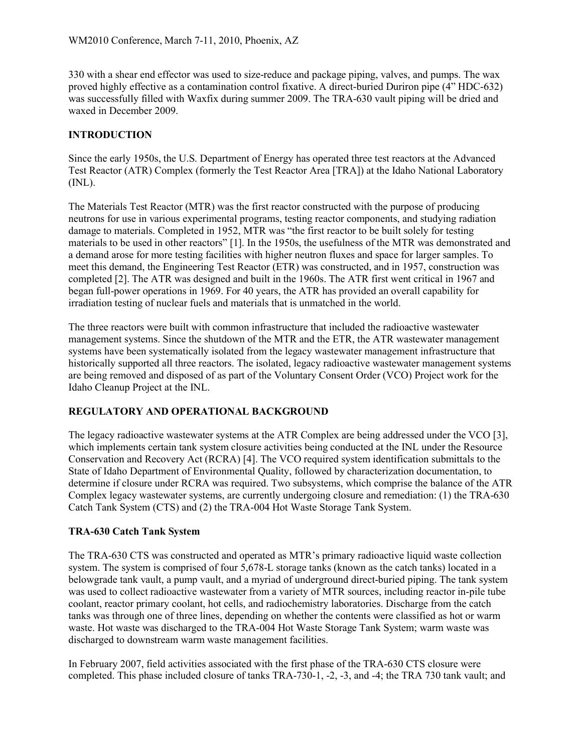330 with a shear end effector was used to size-reduce and package piping, valves, and pumps. The wax proved highly effective as a contamination control fixative. A direct-buried Duriron pipe (4" HDC-632) was successfully filled with Waxfix during summer 2009. The TRA-630 vault piping will be dried and waxed in December 2009.

## INTRODUCTION

Since the early 1950s, the U.S. Department of Energy has operated three test reactors at the Advanced Test Reactor (ATR) Complex (formerly the Test Reactor Area [TRA]) at the Idaho National Laboratory (INL).

The Materials Test Reactor (MTR) was the first reactor constructed with the purpose of producing neutrons for use in various experimental programs, testing reactor components, and studying radiation damage to materials. Completed in 1952, MTR was "the first reactor to be built solely for testing materials to be used in other reactors" [1]. In the 1950s, the usefulness of the MTR was demonstrated and a demand arose for more testing facilities with higher neutron fluxes and space for larger samples. To meet this demand, the Engineering Test Reactor (ETR) was constructed, and in 1957, construction was completed [2]. The ATR was designed and built in the 1960s. The ATR first went critical in 1967 and began full-power operations in 1969. For 40 years, the ATR has provided an overall capability for irradiation testing of nuclear fuels and materials that is unmatched in the world.

The three reactors were built with common infrastructure that included the radioactive wastewater management systems. Since the shutdown of the MTR and the ETR, the ATR wastewater management systems have been systematically isolated from the legacy wastewater management infrastructure that historically supported all three reactors. The isolated, legacy radioactive wastewater management systems are being removed and disposed of as part of the Voluntary Consent Order (VCO) Project work for the Idaho Cleanup Project at the INL.

## REGULATORY AND OPERATIONAL BACKGROUND

The legacy radioactive wastewater systems at the ATR Complex are being addressed under the VCO [3], which implements certain tank system closure activities being conducted at the INL under the Resource Conservation and Recovery Act (RCRA) [4]. The VCO required system identification submittals to the State of Idaho Department of Environmental Quality, followed by characterization documentation, to determine if closure under RCRA was required. Two subsystems, which comprise the balance of the ATR Complex legacy wastewater systems, are currently undergoing closure and remediation: (1) the TRA-630 Catch Tank System (CTS) and (2) the TRA-004 Hot Waste Storage Tank System.

### TRA-630 Catch Tank System

The TRA-630 CTS was constructed and operated as MTR's primary radioactive liquid waste collection system. The system is comprised of four 5,678-L storage tanks (known as the catch tanks) located in a belowgrade tank vault, a pump vault, and a myriad of underground direct-buried piping. The tank system was used to collect radioactive wastewater from a variety of MTR sources, including reactor in-pile tube coolant, reactor primary coolant, hot cells, and radiochemistry laboratories. Discharge from the catch tanks was through one of three lines, depending on whether the contents were classified as hot or warm waste. Hot waste was discharged to the TRA-004 Hot Waste Storage Tank System; warm waste was discharged to downstream warm waste management facilities.

In February 2007, field activities associated with the first phase of the TRA-630 CTS closure were completed. This phase included closure of tanks TRA-730-1, -2, -3, and -4; the TRA 730 tank vault; and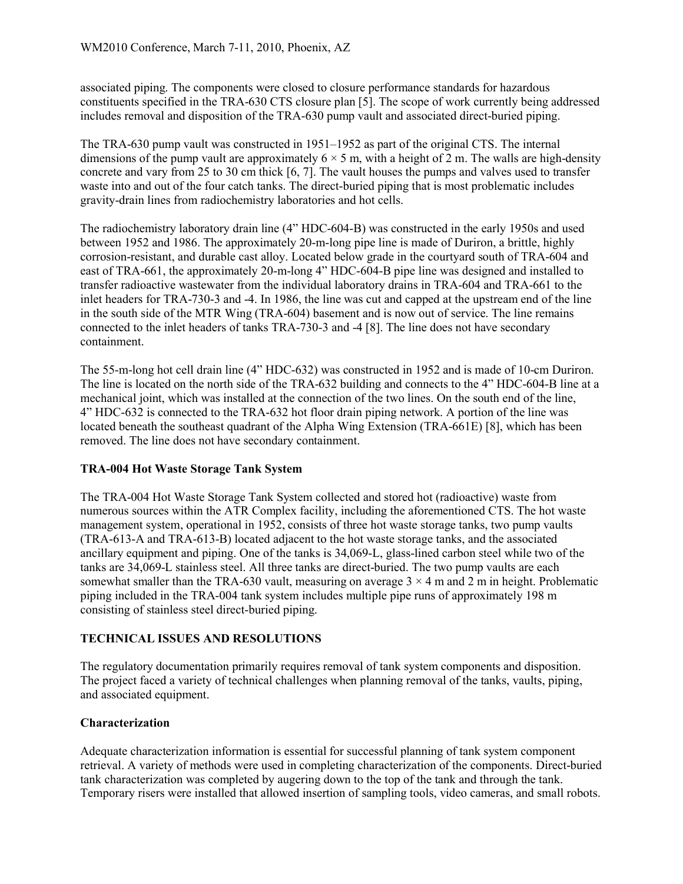associated piping. The components were closed to closure performance standards for hazardous constituents specified in the TRA-630 CTS closure plan [5]. The scope of work currently being addressed includes removal and disposition of the TRA-630 pump vault and associated direct-buried piping.

The TRA-630 pump vault was constructed in 1951–1952 as part of the original CTS. The internal dimensions of the pump vault are approximately 6 × 5 m, with a height of 2 m. The walls are high-density concrete and vary from 25 to 30 cm thick [6, 7]. The vault houses the pumps and valves used to transfer waste into and out of the four catch tanks. The direct-buried piping that is most problematic includes gravity-drain lines from radiochemistry laboratories and hot cells.

The radiochemistry laboratory drain line (4" HDC-604-B) was constructed in the early 1950s and used between 1952 and 1986. The approximately 20-m-long pipe line is made of Duriron, a brittle, highly corrosion-resistant, and durable cast alloy. Located below grade in the courtyard south of TRA-604 and east of TRA-661, the approximately 20-m-long 4" HDC-604-B pipe line was designed and installed to transfer radioactive wastewater from the individual laboratory drains in TRA-604 and TRA-661 to the inlet headers for TRA-730-3 and -4. In 1986, the line was cut and capped at the upstream end of the line in the south side of the MTR Wing (TRA-604) basement and is now out of service. The line remains connected to the inlet headers of tanks TRA-730-3 and -4 [8]. The line does not have secondary containment.

The 55-m-long hot cell drain line (4" HDC-632) was constructed in 1952 and is made of 10-cm Duriron. The line is located on the north side of the TRA-632 building and connects to the 4" HDC-604-B line at a mechanical joint, which was installed at the connection of the two lines. On the south end of the line, 4" HDC-632 is connected to the TRA-632 hot floor drain piping network. A portion of the line was located beneath the southeast quadrant of the Alpha Wing Extension (TRA-661E) [8], which has been removed. The line does not have secondary containment.

### TRA-004 Hot Waste Storage Tank System

The TRA-004 Hot Waste Storage Tank System collected and stored hot (radioactive) waste from numerous sources within the ATR Complex facility, including the aforementioned CTS. The hot waste management system, operational in 1952, consists of three hot waste storage tanks, two pump vaults (TRA-613-A and TRA-613-B) located adjacent to the hot waste storage tanks, and the associated ancillary equipment and piping. One of the tanks is 34,069-L, glass-lined carbon steel while two of the tanks are 34,069-L stainless steel. All three tanks are direct-buried. The two pump vaults are each somewhat smaller than the TRA-630 vault, measuring on average 3 × 4 m and 2 m in height. Problematic piping included in the TRA-004 tank system includes multiple pipe runs of approximately 198 m consisting of stainless steel direct-buried piping.

## TECHNICAL ISSUES AND RESOLUTIONS

The regulatory documentation primarily requires removal of tank system components and disposition. The project faced a variety of technical challenges when planning removal of the tanks, vaults, piping, and associated equipment.

### Characterization

Adequate characterization information is essential for successful planning of tank system component retrieval. A variety of methods were used in completing characterization of the components. Direct-buried tank characterization was completed by augering down to the top of the tank and through the tank. Temporary risers were installed that allowed insertion of sampling tools, video cameras, and small robots.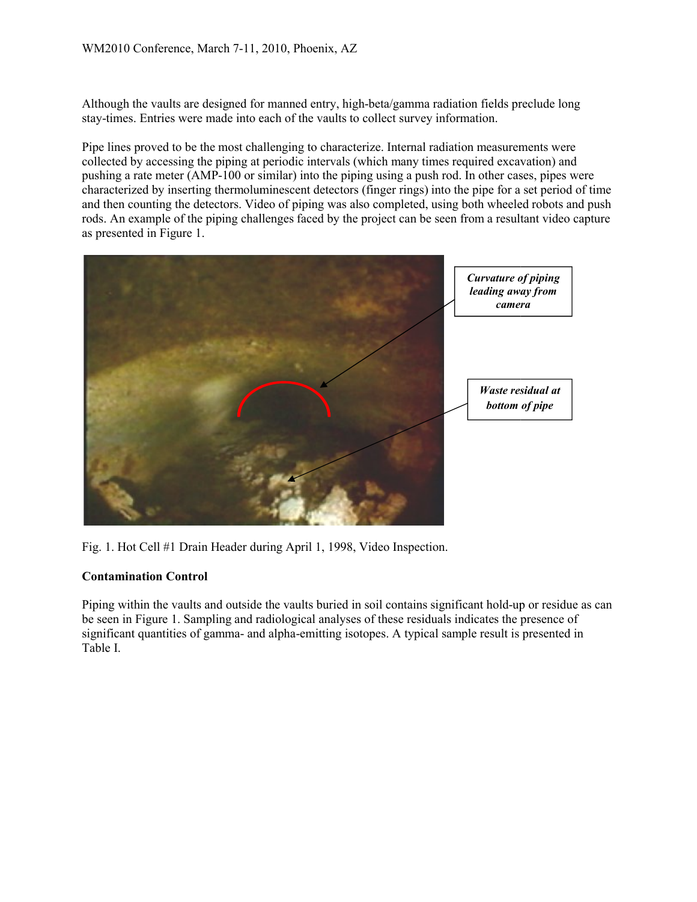Although the vaults are designed for manned entry, high-beta/gamma radiation fields preclude long stay-times. Entries were made into each of the vaults to collect survey information.

Pipe lines proved to be the most challenging to characterize. Internal radiation measurements were collected by accessing the piping at periodic intervals (which many times required excavation) and pushing a rate meter (AMP-100 or similar) into the piping using a push rod. In other cases, pipes were characterized by inserting thermoluminescent detectors (finger rings) into the pipe for a set period of time and then counting the detectors. Video of piping was also completed, using both wheeled robots and push rods. An example of the piping challenges faced by the project can be seen from a resultant video capture as presented in Figure 1.

*Curvature of piping leading away from camera*

*Waste residual at bottom of pipe*

Fig. 1. Hot Cell #1 Drain Header during April 1, 1998, Video Inspection.

**Contamination Control**

Piping within the vaults and outside the vaults buried in soil contains significant hold-up or residue as can be seen in Figure 1. Sampling and radiological analyses of these residuals indicates the presence of significant quantities of gamma- and alpha-emitting isotopes. A typical sample result is presented in Table I.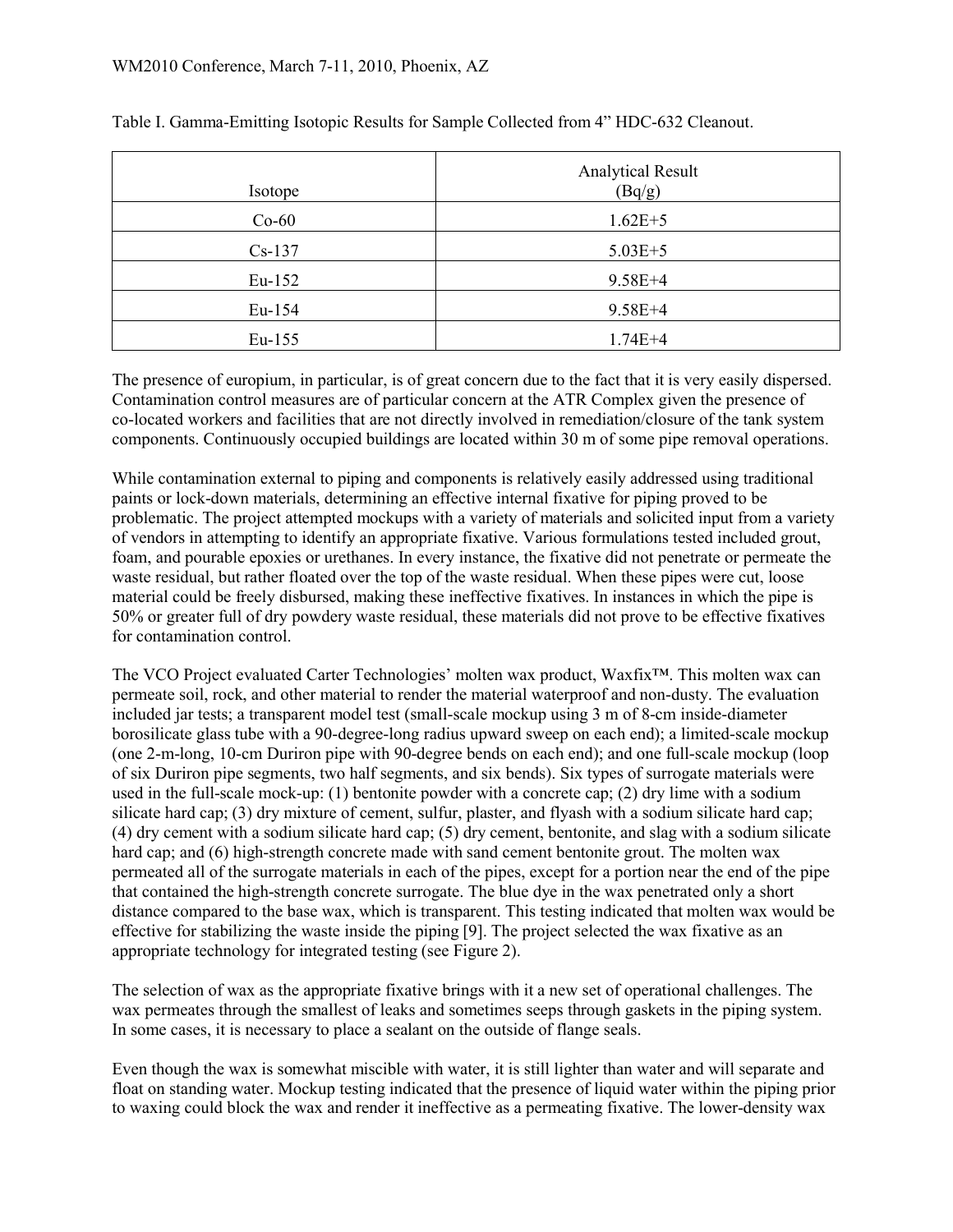Table I. Gamma-Emitting Isotopic Results for Sample Collected from 4" HDC-632 Cleanout.

| Isotope | Analytical Result (Bq/g) |
|---|---|
| Co-60 | 1.62E+5 |
| Cs-137 | 5.03E+5 |
| Eu-152 | 9.58E+4 |
| Eu-154 | 9.58E+4 |
| Eu-155 | 1.74E+4 |

The presence of europium, in particular, is of great concern due to the fact that it is very easily dispersed. Contamination control measures are of particular concern at the ATR Complex given the presence of co-located workers and facilities that are not directly involved in remediation/closure of the tank system components. Continuously occupied buildings are located within 30 m of some pipe removal operations.

While contamination external to piping and components is relatively easily addressed using traditional paints or lock-down materials, determining an effective internal fixative for piping proved to be problematic. The project attempted mockups with a variety of materials and solicited input from a variety of vendors in attempting to identify an appropriate fixative. Various formulations tested included grout, foam, and pourable epoxies or urethanes. In every instance, the fixative did not penetrate or permeate the waste residual, but rather floated over the top of the waste residual. When these pipes were cut, loose material could be freely disbursed, making these ineffective fixatives. In instances in which the pipe is 50% or greater full of dry powdery waste residual, these materials did not prove to be effective fixatives for contamination control.

The VCO Project evaluated Carter Technologies' molten wax product, Waxfix™. This molten wax can permeate soil, rock, and other material to render the material waterproof and non-dusty. The evaluation included jar tests; a transparent model test (small-scale mockup using 3 m of 8-cm inside-diameter borosilicate glass tube with a 90-degree-long radius upward sweep on each end); a limited-scale mockup (one 2-m-long, 10-cm Duriron pipe with 90-degree bends on each end); and one full-scale mockup (loop of six Duriron pipe segments, two half segments, and six bends). Six types of surrogate materials were used in the full-scale mock-up: (1) bentonite powder with a concrete cap; (2) dry lime with a sodium silicate hard cap; (3) dry mixture of cement, sulfur, plaster, and flyash with a sodium silicate hard cap; (4) dry cement with a sodium silicate hard cap; (5) dry cement, bentonite, and slag with a sodium silicate hard cap; and (6) high-strength concrete made with sand cement bentonite grout. The molten wax permeated all of the surrogate materials in each of the pipes, except for a portion near the end of the pipe that contained the high-strength concrete surrogate. The blue dye in the wax penetrated only a short distance compared to the base wax, which is transparent. This testing indicated that molten wax would be effective for stabilizing the waste inside the piping [9]. The project selected the wax fixative as an appropriate technology for integrated testing (see Figure 2).

The selection of wax as the appropriate fixative brings with it a new set of operational challenges. The wax permeates through the smallest of leaks and sometimes seeps through gaskets in the piping system. In some cases, it is necessary to place a sealant on the outside of flange seals.

Even though the wax is somewhat miscible with water, it is still lighter than water and will separate and float on standing water. Mockup testing indicated that the presence of liquid water within the piping prior to waxing could block the wax and render it ineffective as a permeating fixative. The lower-density wax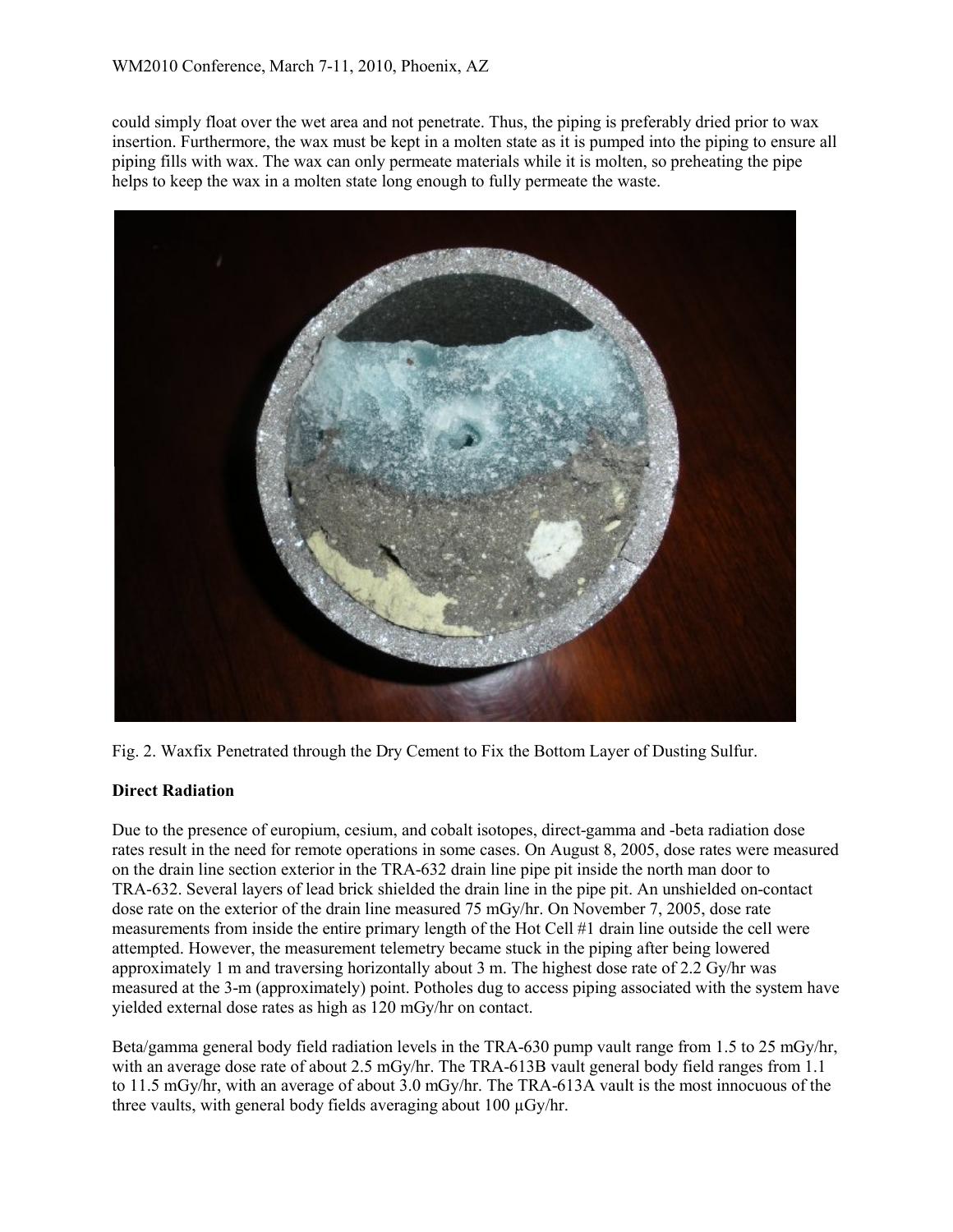could simply float over the wet area and not penetrate. Thus, the piping is preferably dried prior to wax insertion. Furthermore, the wax must be kept in a molten state as it is pumped into the piping to ensure all piping fills with wax. The wax can only permeate materials while it is molten, so preheating the pipe helps to keep the wax in a molten state long enough to fully permeate the waste.

Fig. 2. Waxfix Penetrated through the Dry Cement to Fix the Bottom Layer of Dusting Sulfur.

## Direct Radiation

Due to the presence of europium, cesium, and cobalt isotopes, direct-gamma and -beta radiation dose rates result in the need for remote operations in some cases. On August 8, 2005, dose rates were measured on the drain line section exterior in the TRA-632 drain line pipe pit inside the north man door to TRA-632. Several layers of lead brick shielded the drain line in the pipe pit. An unshielded on-contact dose rate on the exterior of the drain line measured 75 mGy/hr. On November 7, 2005, dose rate measurements from inside the entire primary length of the Hot Cell #1 drain line outside the cell were attempted. However, the measurement telemetry became stuck in the piping after being lowered approximately 1 m and traversing horizontally about 3 m. The highest dose rate of 2.2 Gy/hr was measured at the 3-m (approximately) point. Potholes dug to access piping associated with the system have yielded external dose rates as high as 120 mGy/hr on contact.

Beta/gamma general body field radiation levels in the TRA-630 pump vault range from 1.5 to 25 mGy/hr, with an average dose rate of about 2.5 mGy/hr. The TRA-613B vault general body field ranges from 1.1 to 11.5 mGy/hr, with an average of about 3.0 mGy/hr. The TRA-613A vault is the most innocuous of the three vaults, with general body fields averaging about 100 µGy/hr.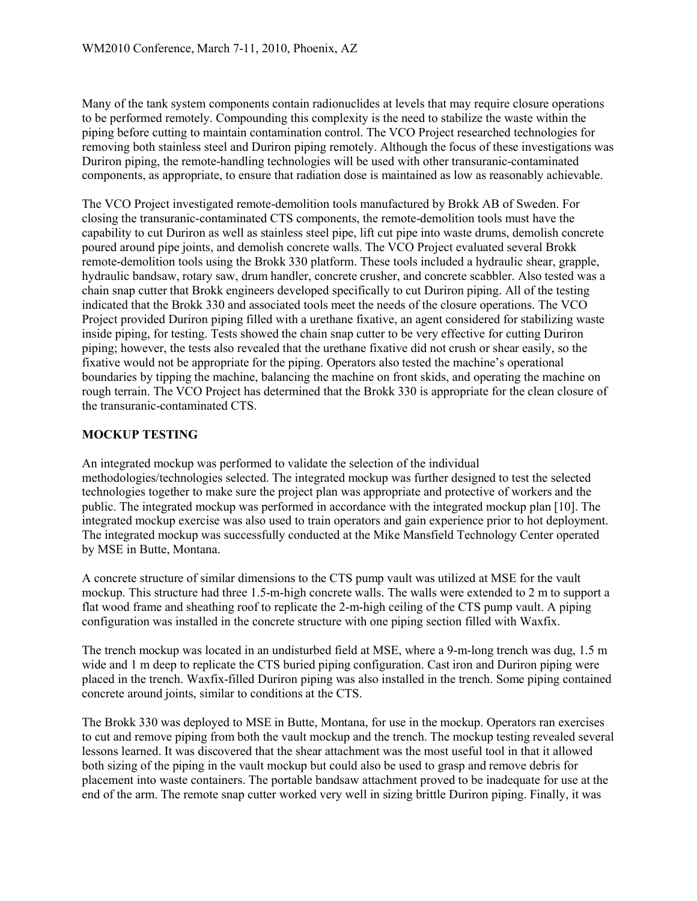Many of the tank system components contain radionuclides at levels that may require closure operations to be performed remotely. Compounding this complexity is the need to stabilize the waste within the piping before cutting to maintain contamination control. The VCO Project researched technologies for removing both stainless steel and Duriron piping remotely. Although the focus of these investigations was Duriron piping, the remote-handling technologies will be used with other transuranic-contaminated components, as appropriate, to ensure that radiation dose is maintained as low as reasonably achievable.

The VCO Project investigated remote-demolition tools manufactured by Brokk AB of Sweden. For closing the transuranic-contaminated CTS components, the remote-demolition tools must have the capability to cut Duriron as well as stainless steel pipe, lift cut pipe into waste drums, demolish concrete poured around pipe joints, and demolish concrete walls. The VCO Project evaluated several Brokk remote-demolition tools using the Brokk 330 platform. These tools included a hydraulic shear, grapple, hydraulic bandsaw, rotary saw, drum handler, concrete crusher, and concrete scabbler. Also tested was a chain snap cutter that Brokk engineers developed specifically to cut Duriron piping. All of the testing indicated that the Brokk 330 and associated tools meet the needs of the closure operations. The VCO Project provided Duriron piping filled with a urethane fixative, an agent considered for stabilizing waste inside piping, for testing. Tests showed the chain snap cutter to be very effective for cutting Duriron piping; however, the tests also revealed that the urethane fixative did not crush or shear easily, so the fixative would not be appropriate for the piping. Operators also tested the machine's operational boundaries by tipping the machine, balancing the machine on front skids, and operating the machine on rough terrain. The VCO Project has determined that the Brokk 330 is appropriate for the clean closure of the transuranic-contaminated CTS.

## MOCKUP TESTING

An integrated mockup was performed to validate the selection of the individual methodologies/technologies selected. The integrated mockup was further designed to test the selected technologies together to make sure the project plan was appropriate and protective of workers and the public. The integrated mockup was performed in accordance with the integrated mockup plan [10]. The integrated mockup exercise was also used to train operators and gain experience prior to hot deployment. The integrated mockup was successfully conducted at the Mike Mansfield Technology Center operated by MSE in Butte, Montana.

A concrete structure of similar dimensions to the CTS pump vault was utilized at MSE for the vault mockup. This structure had three 1.5-m-high concrete walls. The walls were extended to 2 m to support a flat wood frame and sheathing roof to replicate the 2-m-high ceiling of the CTS pump vault. A piping configuration was installed in the concrete structure with one piping section filled with Waxfix.

The trench mockup was located in an undisturbed field at MSE, where a 9-m-long trench was dug, 1.5 m wide and 1 m deep to replicate the CTS buried piping configuration. Cast iron and Duriron piping were placed in the trench. Waxfix-filled Duriron piping was also installed in the trench. Some piping contained concrete around joints, similar to conditions at the CTS.

The Brokk 330 was deployed to MSE in Butte, Montana, for use in the mockup. Operators ran exercises to cut and remove piping from both the vault mockup and the trench. The mockup testing revealed several lessons learned. It was discovered that the shear attachment was the most useful tool in that it allowed both sizing of the piping in the vault mockup but could also be used to grasp and remove debris for placement into waste containers. The portable bandsaw attachment proved to be inadequate for use at the end of the arm. The remote snap cutter worked very well in sizing brittle Duriron piping. Finally, it was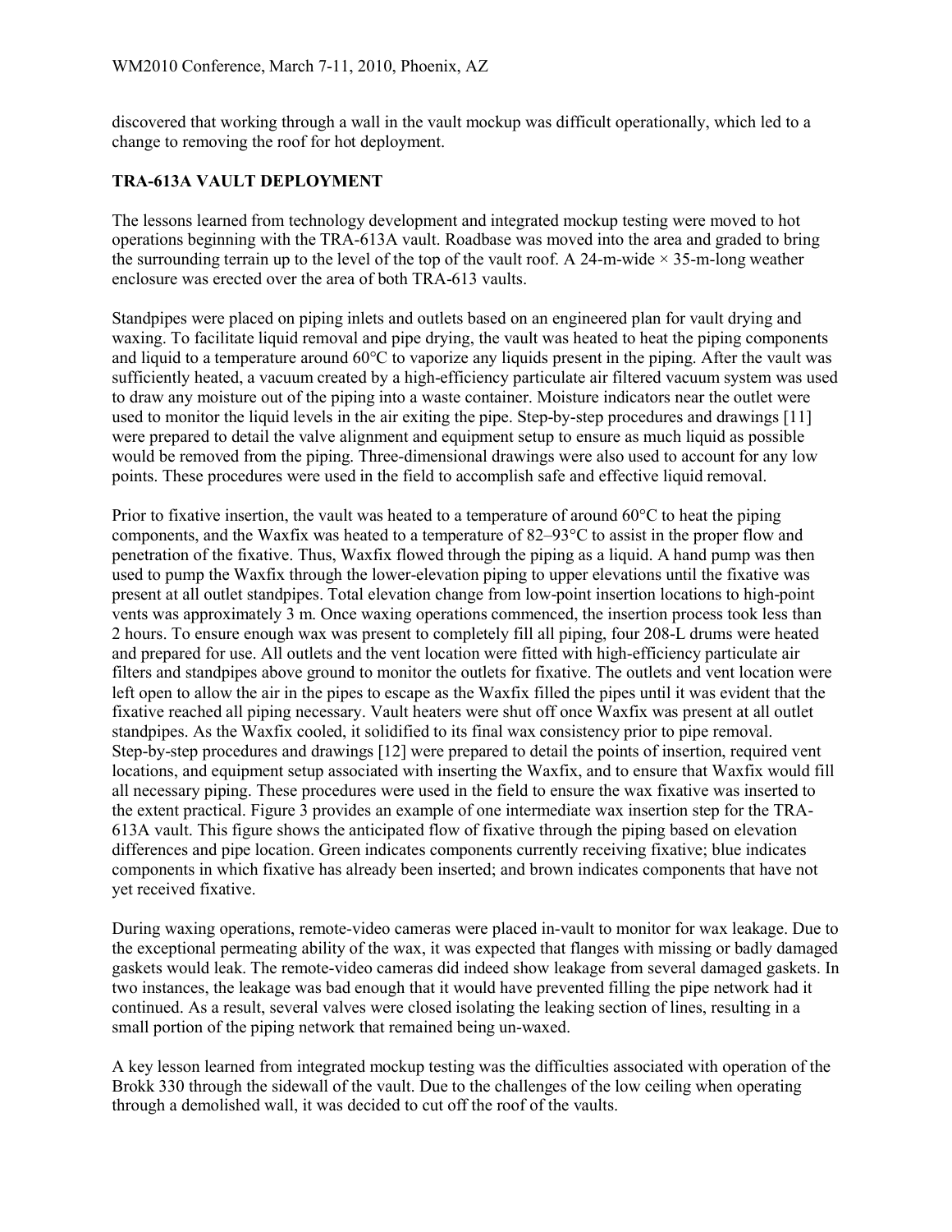discovered that working through a wall in the vault mockup was difficult operationally, which led to a change to removing the roof for hot deployment.

## TRA-613A VAULT DEPLOYMENT

The lessons learned from technology development and integrated mockup testing were moved to hot operations beginning with the TRA-613A vault. Roadbase was moved into the area and graded to bring the surrounding terrain up to the level of the top of the vault roof. A 24-m-wide × 35-m-long weather enclosure was erected over the area of both TRA-613 vaults.

Standpipes were placed on piping inlets and outlets based on an engineered plan for vault drying and waxing. To facilitate liquid removal and pipe drying, the vault was heated to heat the piping components and liquid to a temperature around 60°C to vaporize any liquids present in the piping. After the vault was sufficiently heated, a vacuum created by a high-efficiency particulate air filtered vacuum system was used to draw any moisture out of the piping into a waste container. Moisture indicators near the outlet were used to monitor the liquid levels in the air exiting the pipe. Step-by-step procedures and drawings [11] were prepared to detail the valve alignment and equipment setup to ensure as much liquid as possible would be removed from the piping. Three-dimensional drawings were also used to account for any low points. These procedures were used in the field to accomplish safe and effective liquid removal.

Prior to fixative insertion, the vault was heated to a temperature of around 60°C to heat the piping components, and the Waxfix was heated to a temperature of 82–93°C to assist in the proper flow and penetration of the fixative. Thus, Waxfix flowed through the piping as a liquid. A hand pump was then used to pump the Waxfix through the lower-elevation piping to upper elevations until the fixative was present at all outlet standpipes. Total elevation change from low-point insertion locations to high-point vents was approximately 3 m. Once waxing operations commenced, the insertion process took less than 2 hours. To ensure enough wax was present to completely fill all piping, four 208-L drums were heated and prepared for use. All outlets and the vent location were fitted with high-efficiency particulate air filters and standpipes above ground to monitor the outlets for fixative. The outlets and vent location were left open to allow the air in the pipes to escape as the Waxfix filled the pipes until it was evident that the fixative reached all piping necessary. Vault heaters were shut off once Waxfix was present at all outlet standpipes. As the Waxfix cooled, it solidified to its final wax consistency prior to pipe removal. Step-by-step procedures and drawings [12] were prepared to detail the points of insertion, required vent locations, and equipment setup associated with inserting the Waxfix, and to ensure that Waxfix would fill all necessary piping. These procedures were used in the field to ensure the wax fixative was inserted to the extent practical. Figure 3 provides an example of one intermediate wax insertion step for the TRA-613A vault. This figure shows the anticipated flow of fixative through the piping based on elevation differences and pipe location. Green indicates components currently receiving fixative; blue indicates components in which fixative has already been inserted; and brown indicates components that have not yet received fixative.

During waxing operations, remote-video cameras were placed in-vault to monitor for wax leakage. Due to the exceptional permeating ability of the wax, it was expected that flanges with missing or badly damaged gaskets would leak. The remote-video cameras did indeed show leakage from several damaged gaskets. In two instances, the leakage was bad enough that it would have prevented filling the pipe network had it continued. As a result, several valves were closed isolating the leaking section of lines, resulting in a small portion of the piping network that remained being un-waxed.

A key lesson learned from integrated mockup testing was the difficulties associated with operation of the Brokk 330 through the sidewall of the vault. Due to the challenges of the low ceiling when operating through a demolished wall, it was decided to cut off the roof of the vaults.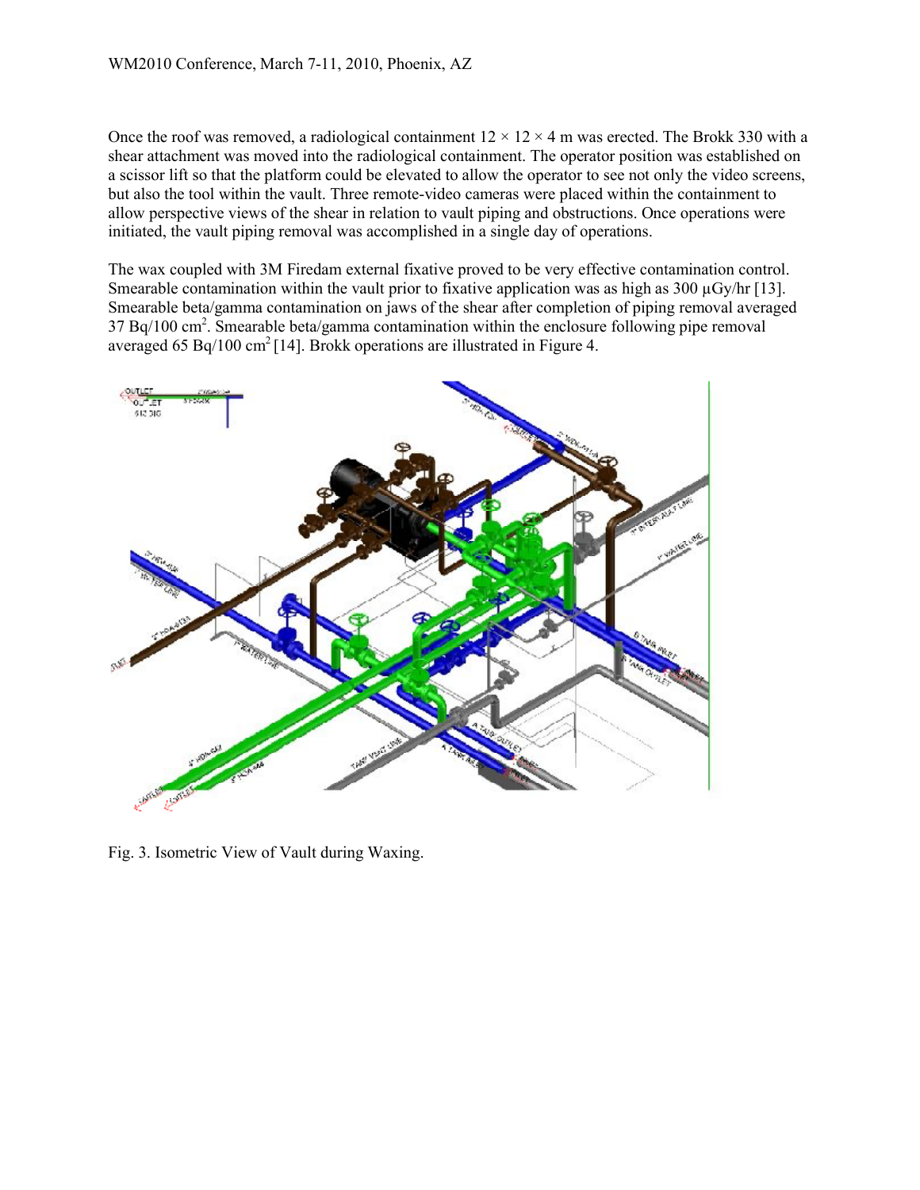Once the roof was removed, a radiological containment 12 × 12 × 4 m was erected. The Brokk 330 with a shear attachment was moved into the radiological containment. The operator position was established on a scissor lift so that the platform could be elevated to allow the operator to see not only the video screens, but also the tool within the vault. Three remote-video cameras were placed within the containment to allow perspective views of the shear in relation to vault piping and obstructions. Once operations were initiated, the vault piping removal was accomplished in a single day of operations.

The wax coupled with 3M Firedam external fixative proved to be very effective contamination control. Smearable contamination within the vault prior to fixative application was as high as 300 μGy/hr [13]. Smearable beta/gamma contamination on jaws of the shear after completion of piping removal averaged 37 Bq/100 $cm^2$. Smearable beta/gamma contamination within the enclosure following pipe removal averaged 65 Bq/100 $cm^2$ [14]. Brokk operations are illustrated in Figure 4.

Fig. 3. Isometric View of Vault during Waxing.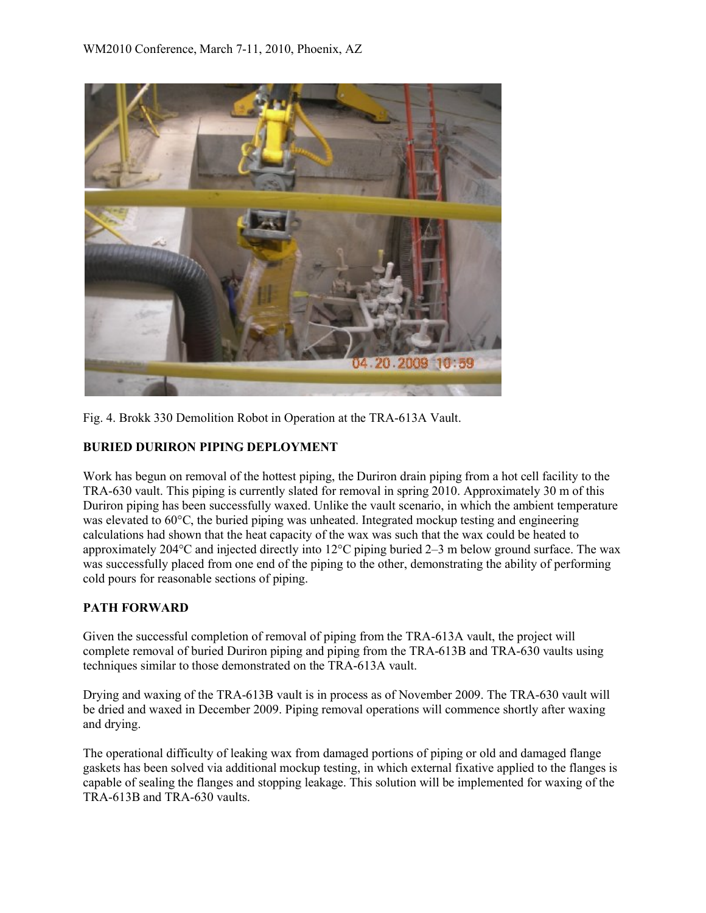Fig. 4. Brokk 330 Demolition Robot in Operation at the TRA-613A Vault.

## BURIED DURIRON PIPING DEPLOYMENT

Work has begun on removal of the hottest piping, the Duriron drain piping from a hot cell facility to the TRA-630 vault. This piping is currently slated for removal in spring 2010. Approximately 30 m of this Duriron piping has been successfully waxed. Unlike the vault scenario, in which the ambient temperature was elevated to 60°C, the buried piping was unheated. Integrated mockup testing and engineering calculations had shown that the heat capacity of the wax was such that the wax could be heated to approximately 204°C and injected directly into 12°C piping buried 2–3 m below ground surface. The wax was successfully placed from one end of the piping to the other, demonstrating the ability of performing cold pours for reasonable sections of piping.

## PATH FORWARD

Given the successful completion of removal of piping from the TRA-613A vault, the project will complete removal of buried Duriron piping and piping from the TRA-613B and TRA-630 vaults using techniques similar to those demonstrated on the TRA-613A vault.

Drying and waxing of the TRA-613B vault is in process as of November 2009. The TRA-630 vault will be dried and waxed in December 2009. Piping removal operations will commence shortly after waxing and drying.

The operational difficulty of leaking wax from damaged portions of piping or old and damaged flange gaskets has been solved via additional mockup testing, in which external fixative applied to the flanges is capable of sealing the flanges and stopping leakage. This solution will be implemented for waxing of the TRA-613B and TRA-630 vaults.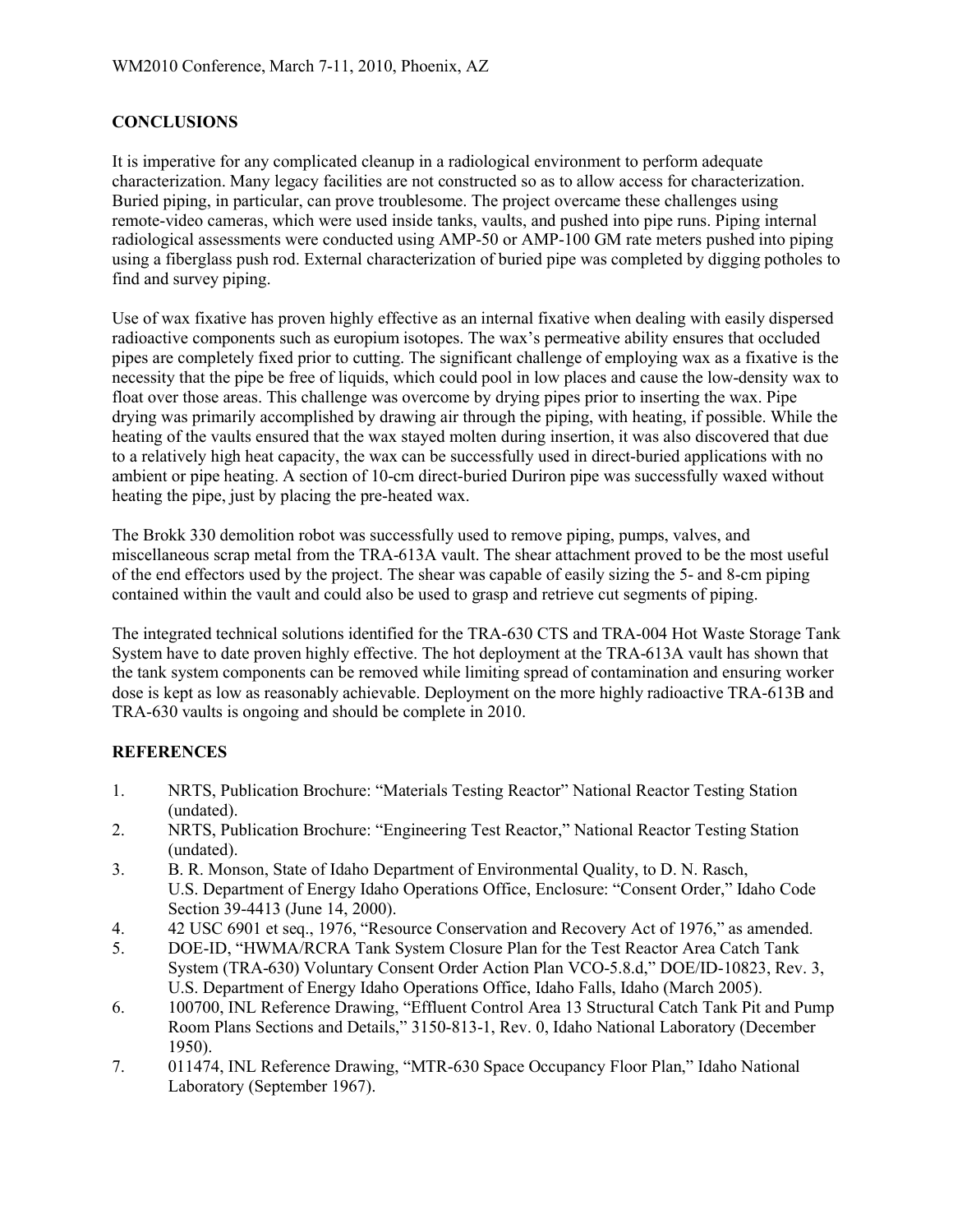## CONCLUSIONS

It is imperative for any complicated cleanup in a radiological environment to perform adequate characterization. Many legacy facilities are not constructed so as to allow access for characterization. Buried piping, in particular, can prove troublesome. The project overcame these challenges using remote-video cameras, which were used inside tanks, vaults, and pushed into pipe runs. Piping internal radiological assessments were conducted using AMP-50 or AMP-100 GM rate meters pushed into piping using a fiberglass push rod. External characterization of buried pipe was completed by digging potholes to find and survey piping.

Use of wax fixative has proven highly effective as an internal fixative when dealing with easily dispersed radioactive components such as europium isotopes. The wax's permeative ability ensures that occluded pipes are completely fixed prior to cutting. The significant challenge of employing wax as a fixative is the necessity that the pipe be free of liquids, which could pool in low places and cause the low-density wax to float over those areas. This challenge was overcome by drying pipes prior to inserting the wax. Pipe drying was primarily accomplished by drawing air through the piping, with heating, if possible. While the heating of the vaults ensured that the wax stayed molten during insertion, it was also discovered that due to a relatively high heat capacity, the wax can be successfully used in direct-buried applications with no ambient or pipe heating. A section of 10-cm direct-buried Duriron pipe was successfully waxed without heating the pipe, just by placing the pre-heated wax.

The Brokk 330 demolition robot was successfully used to remove piping, pumps, valves, and miscellaneous scrap metal from the TRA-613A vault. The shear attachment proved to be the most useful of the end effectors used by the project. The shear was capable of easily sizing the 5- and 8-cm piping contained within the vault and could also be used to grasp and retrieve cut segments of piping.

The integrated technical solutions identified for the TRA-630 CTS and TRA-004 Hot Waste Storage Tank System have to date proven highly effective. The hot deployment at the TRA-613A vault has shown that the tank system components can be removed while limiting spread of contamination and ensuring worker dose is kept as low as reasonably achievable. Deployment on the more highly radioactive TRA-613B and TRA-630 vaults is ongoing and should be complete in 2010.

## REFERENCES

1. NRTS, Publication Brochure: "Materials Testing Reactor" National Reactor Testing Station (undated).
2. NRTS, Publication Brochure: "Engineering Test Reactor," National Reactor Testing Station (undated).
3. B. R. Monson, State of Idaho Department of Environmental Quality, to D. N. Rasch, U.S. Department of Energy Idaho Operations Office, Enclosure: "Consent Order," Idaho Code Section 39-4413 (June 14, 2000).
4. 42 USC 6901 et seq., 1976, "Resource Conservation and Recovery Act of 1976," as amended.
5. DOE-ID, "HWMA/RCRA Tank System Closure Plan for the Test Reactor Area Catch Tank System (TRA-630) Voluntary Consent Order Action Plan VCO-5.8.d," DOE/ID-10823, Rev. 3, U.S. Department of Energy Idaho Operations Office, Idaho Falls, Idaho (March 2005).
6. 100700, INL Reference Drawing, "Effluent Control Area 13 Structural Catch Tank Pit and Pump Room Plans Sections and Details," 3150-813-1, Rev. 0, Idaho National Laboratory (December 1950).
7. 011474, INL Reference Drawing, "MTR-630 Space Occupancy Floor Plan," Idaho National Laboratory (September 1967).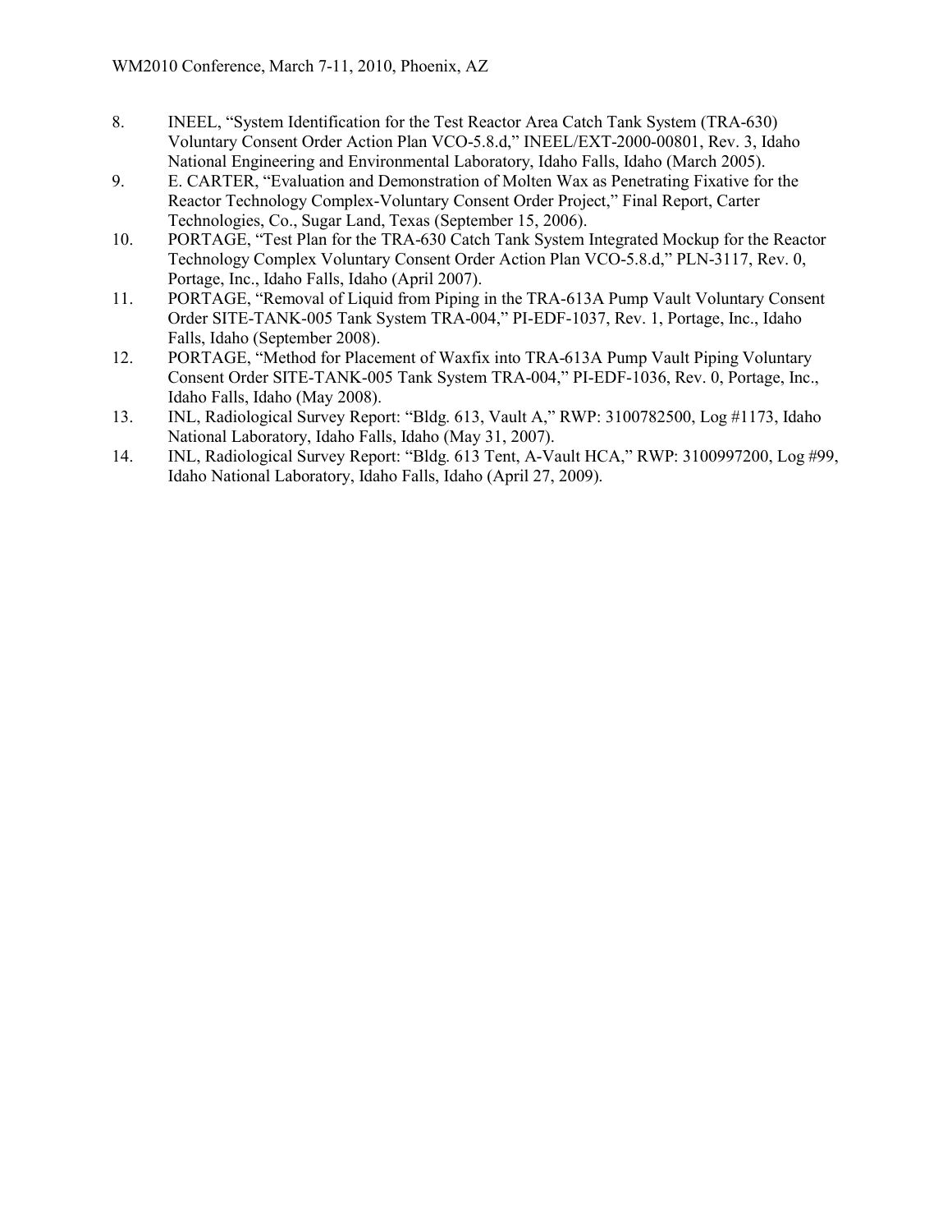8. INEEL, “System Identification for the Test Reactor Area Catch Tank System (TRA-630) Voluntary Consent Order Action Plan VCO-5.8.d,” INEEL/EXT-2000-00801, Rev. 3, Idaho National Engineering and Environmental Laboratory, Idaho Falls, Idaho (March 2005).
9. E. CARTER, “Evaluation and Demonstration of Molten Wax as Penetrating Fixative for the Reactor Technology Complex-Voluntary Consent Order Project,” Final Report, Carter Technologies, Co., Sugar Land, Texas (September 15, 2006).
10. PORTAGE, “Test Plan for the TRA-630 Catch Tank System Integrated Mockup for the Reactor Technology Complex Voluntary Consent Order Action Plan VCO-5.8.d,” PLN-3117, Rev. 0, Portage, Inc., Idaho Falls, Idaho (April 2007).
11. PORTAGE, “Removal of Liquid from Piping in the TRA-613A Pump Vault Voluntary Consent Order SITE-TANK-005 Tank System TRA-004,” PI-EDF-1037, Rev. 1, Portage, Inc., Idaho Falls, Idaho (September 2008).
12. PORTAGE, “Method for Placement of Waxfix into TRA-613A Pump Vault Piping Voluntary Consent Order SITE-TANK-005 Tank System TRA-004,” PI-EDF-1036, Rev. 0, Portage, Inc., Idaho Falls, Idaho (May 2008).
13. INL, Radiological Survey Report: “Bldg. 613, Vault A,” RWP: 3100782500, Log #1173, Idaho National Laboratory, Idaho Falls, Idaho (May 31, 2007).
14. INL, Radiological Survey Report: “Bldg. 613 Tent, A-Vault HCA,” RWP: 3100997200, Log #99, Idaho National Laboratory, Idaho Falls, Idaho (April 27, 2009).